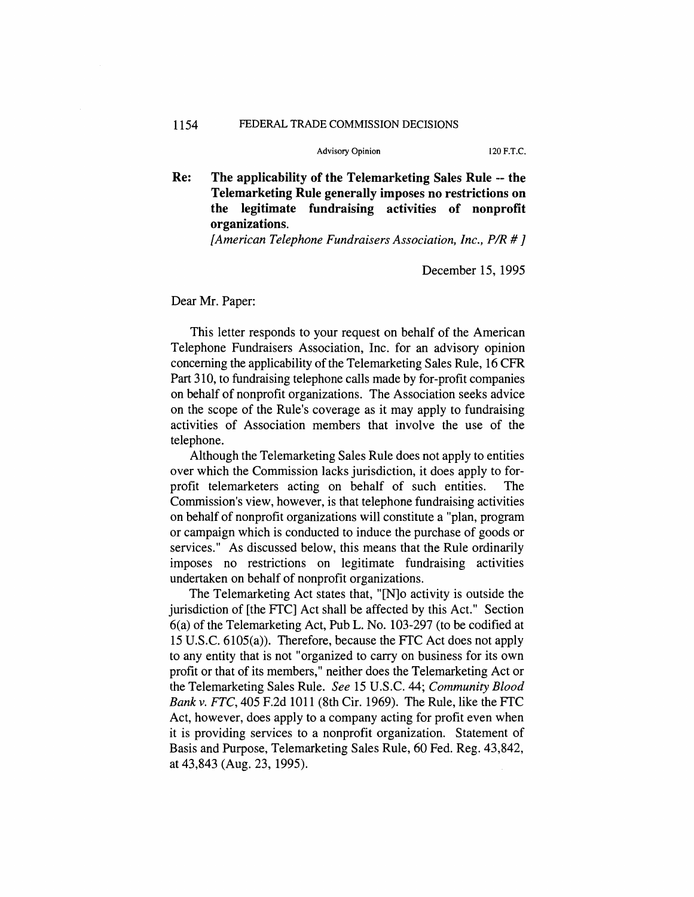**Re: The applicability of the Telemarketing Sales Rule -- the Telemarketing Rule generally imposes no restrictions on the legitimate fundraising activities of nonprofit organizations.**

*[American Telephone Fundraisers Association, Inc., P/R # ]*

December 15, 1995

Dear Mr. Paper:

This letter responds to your request on behalf of the American Telephone Fundraisers Association, Inc. for an advisory opinion concerning the applicability of the Telemarketing Sales Rule, 16 CFR Part 310, to fundraising telephone calls made by for-profit companies on behalf of nonprofit organizations. The Association seeks advice on the scope of the Rule's coverage as it may apply to fundraising activities of Association members that involve the use of the telephone.

Although the Telemarketing Sales Rule does not apply to entities over which the Commission lacks jurisdiction, it does apply to for-profit telemarketers acting on behalf of such entities. The Commission's view, however, is that telephone fundraising activities on behalf of nonprofit organizations will constitute a "plan, program or campaign which is conducted to induce the purchase of goods or services." As discussed below, this means that the Rule ordinarily imposes no restrictions on legitimate fundraising activities undertaken on behalf of nonprofit organizations.

The Telemarketing Act states that, "[N]o activity is outside the jurisdiction of [the FTC] Act shall be affected by this Act." Section 6(a) of the Telemarketing Act, Pub L. No. 103-297 (to be codified at 15 U.S.C. 6105(a)). Therefore, because the FTC Act does not apply to any entity that is not "organized to carry on business for its own profit or that of its members," neither does the Telemarketing Act or the Telemarketing Sales Rule. *See* 15 U.S.C. 44; *Community Blood Bank v. FTC*, 405 F.2d 1011 (8th Cir. 1969). The Rule, like the FTC Act, however, does apply to a company acting for profit even when it is providing services to a nonprofit organization. Statement of Basis and Purpose, Telemarketing Sales Rule, 60 Fed. Reg. 43,842, at 43,843 (Aug. 23, 1995).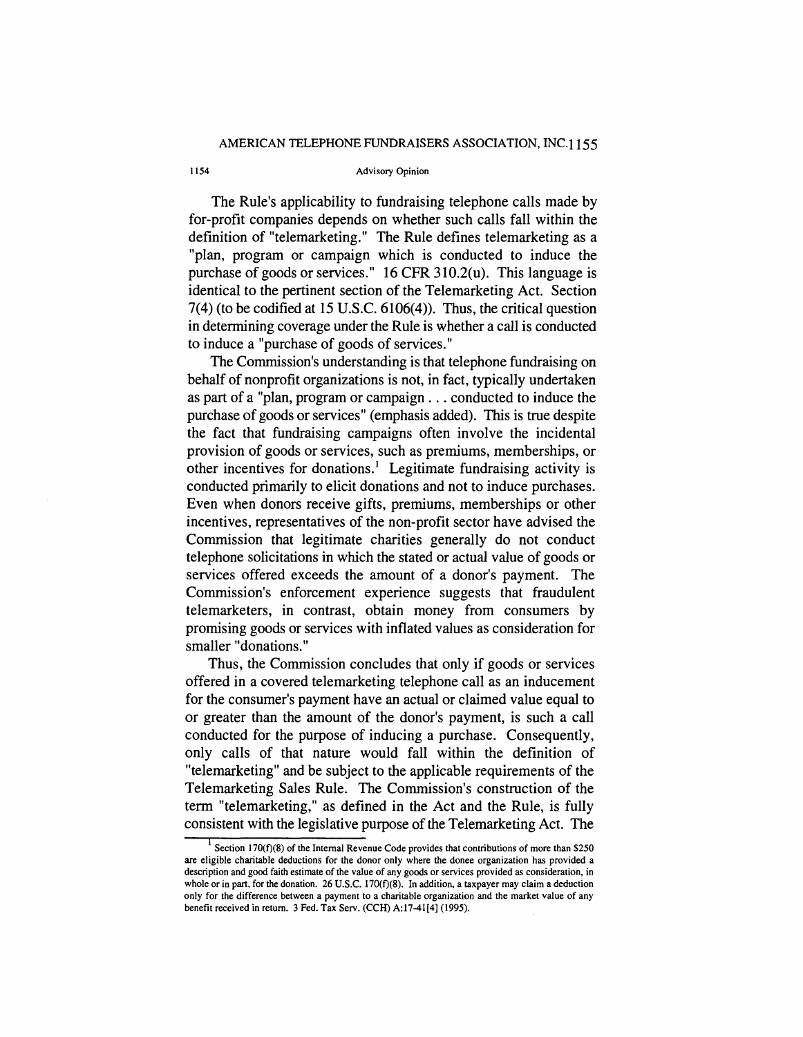The Rule's applicability to fundraising telephone calls made by for-profit companies depends on whether such calls fall within the definition of "telemarketing." The Rule defines telemarketing as a "plan, program or campaign which is conducted to induce the purchase of goods or services." 16 CFR 310.2(u). This language is identical to the pertinent section of the Telemarketing Act. Section 7(4) (to be codified at 15 U.S.C. 6106(4)). Thus, the critical question in determining coverage under the Rule is whether a call is conducted to induce a "purchase of goods of services."

The Commission's understanding is that telephone fundraising on behalf of nonprofit organizations is not, in fact, typically undertaken as part of a "plan, program or campaign . . . conducted to induce the purchase of goods or services" (emphasis added). This is true despite the fact that fundraising campaigns often involve the incidental provision of goods or services, such as premiums, memberships, or other incentives for donations.[1] Legitimate fundraising activity is conducted primarily to elicit donations and not to induce purchases. Even when donors receive gifts, premiums, memberships or other incentives, representatives of the non-profit sector have advised the Commission that legitimate charities generally do not conduct telephone solicitations in which the stated or actual value of goods or services offered exceeds the amount of a donor's payment. The Commission's enforcement experience suggests that fraudulent telemarketers, in contrast, obtain money from consumers by promising goods or services with inflated values as consideration for smaller "donations."

Thus, the Commission concludes that only if goods or services offered in a covered telemarketing telephone call as an inducement for the consumer's payment have an actual or claimed value equal to or greater than the amount of the donor's payment, is such a call conducted for the purpose of inducing a purchase. Consequently, only calls of that nature would fall within the definition of "telemarketing" and be subject to the applicable requirements of the Telemarketing Sales Rule. The Commission's construction of the term "telemarketing," as defined in the Act and the Rule, is fully consistent with the legislative purpose of the Telemarketing Act. The

[1] Section 170(f)(8) of the Internal Revenue Code provides that contributions of more than $250 are eligible charitable deductions for the donor only where the donee organization has provided a description and good faith estimate of the value of any goods or services provided as consideration, in whole or in part, for the donation. 26 U.S.C. 170(f)(8). In addition, a taxpayer may claim a deduction only for the difference between a payment to a charitable organization and the market value of any benefit received in return. 3 Fed. Tax Serv. (CCH) A:17-41[4] (1995).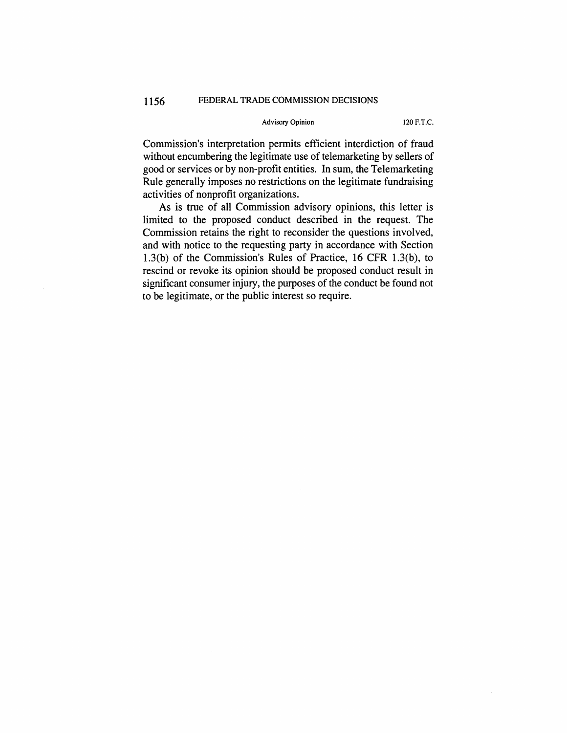Commission's interpretation permits efficient interdiction of fraud without encumbering the legitimate use of telemarketing by sellers of good or services or by non-profit entities. In sum, the Telemarketing Rule generally imposes no restrictions on the legitimate fundraising activities of nonprofit organizations.

As is true of all Commission advisory opinions, this letter is limited to the proposed conduct described in the request. The Commission retains the right to reconsider the questions involved, and with notice to the requesting party in accordance with Section 1.3(b) of the Commission's Rules of Practice, 16 CFR 1.3(b), to rescind or revoke its opinion should be proposed conduct result in significant consumer injury, the purposes of the conduct be found not to be legitimate, or the public interest so require.